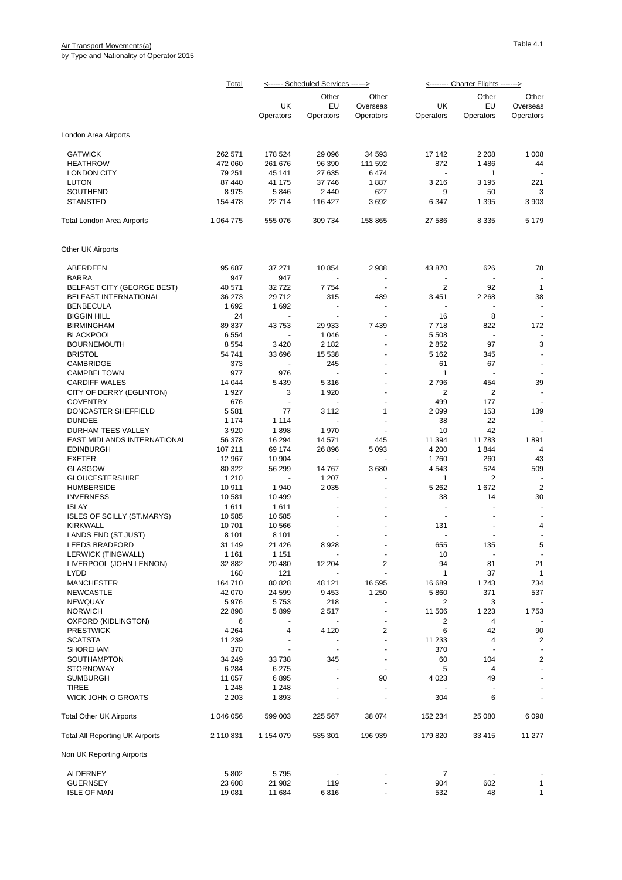Air Transport Movements(a)
by Type and Nationality of Operator 2015

Table 4.1

| | Total | <------ Scheduled Services ------> | | | <-------- Charter Flights -------> | | |
|---|---|---|---|---|---|---|---|
| | | UK Operators | Other EU Operators | Other Overseas Operators | UK Operators | Other EU Operators | Other Overseas Operators |
| **London Area Airports** | | | | | | | |
| GATWICK | 262 571 | 178 524 | 29 096 | 34 593 | 17 142 | 2 208 | 1 008 |
| HEATHROW | 472 060 | 261 676 | 96 390 | 111 592 | 872 | 1 486 | 44 |
| LONDON CITY | 79 251 | 45 141 | 27 635 | 6 474 | - | 1 | - |
| LUTON | 87 440 | 41 175 | 37 746 | 1 887 | 3 216 | 3 195 | 221 |
| SOUTHEND | 8 975 | 5 846 | 2 440 | 627 | 9 | 50 | 3 |
| STANSTED | 154 478 | 22 714 | 116 427 | 3 692 | 6 347 | 1 395 | 3 903 |
| Total London Area Airports | 1 064 775 | 555 076 | 309 734 | 158 865 | 27 586 | 8 335 | 5 179 |
| **Other UK Airports** | | | | | | | |
| ABERDEEN | 95 687 | 37 271 | 10 854 | 2 988 | 43 870 | 626 | 78 |
| BARRA | 947 | 947 | - | - | - | - | - |
| BELFAST CITY (GEORGE BEST) | 40 571 | 32 722 | 7 754 | - | 2 | 92 | 1 |
| BELFAST INTERNATIONAL | 36 273 | 29 712 | 315 | 489 | 3 451 | 2 268 | 38 |
| BENBECULA | 1 692 | 1 692 | - | - | - | - | - |
| BIGGIN HILL | 24 | - | - | - | 16 | 8 | - |
| BIRMINGHAM | 89 837 | 43 753 | 29 933 | 7 439 | 7 718 | 822 | 172 |
| BLACKPOOL | 6 554 | - | 1 046 | - | 5 508 | - | - |
| BOURNEMOUTH | 8 554 | 3 420 | 2 182 | - | 2 852 | 97 | 3 |
| BRISTOL | 54 741 | 33 696 | 15 538 | - | 5 162 | 345 | - |
| CAMBRIDGE | 373 | - | 245 | - | 61 | 67 | - |
| CAMPBELTOWN | 977 | 976 | - | - | 1 | - | - |
| CARDIFF WALES | 14 044 | 5 439 | 5 316 | - | 2 796 | 454 | 39 |
| CITY OF DERRY (EGLINTON) | 1 927 | 3 | 1 920 | - | 2 | 2 | - |
| COVENTRY | 676 | - | - | - | 499 | 177 | - |
| DONCASTER SHEFFIELD | 5 581 | 77 | 3 112 | 1 | 2 099 | 153 | 139 |
| DUNDEE | 1 174 | 1 114 | - | - | 38 | 22 | - |
| DURHAM TEES VALLEY | 3 920 | 1 898 | 1 970 | - | 10 | 42 | - |
| EAST MIDLANDS INTERNATIONAL | 56 378 | 16 294 | 14 571 | 445 | 11 394 | 11 783 | 1 891 |
| EDINBURGH | 107 211 | 69 174 | 26 896 | 5 093 | 4 200 | 1 844 | 4 |
| EXETER | 12 967 | 10 904 | - | - | 1 760 | 260 | 43 |
| GLASGOW | 80 322 | 56 299 | 14 767 | 3 680 | 4 543 | 524 | 509 |
| GLOUCESTERSHIRE | 1 210 | - | 1 207 | - | 1 | 2 | - |
| HUMBERSIDE | 10 911 | 1 940 | 2 035 | - | 5 262 | 1 672 | 2 |
| INVERNESS | 10 581 | 10 499 | - | - | 38 | 14 | 30 |
| ISLAY | 1 611 | 1 611 | - | - | - | - | - |
| ISLES OF SCILLY (ST.MARYS) | 10 585 | 10 585 | - | - | - | - | - |
| KIRKWALL | 10 701 | 10 566 | - | - | 131 | - | 4 |
| LANDS END (ST JUST) | 8 101 | 8 101 | - | - | - | - | - |
| LEEDS BRADFORD | 31 149 | 21 426 | 8 928 | - | 655 | 135 | 5 |
| LERWICK (TINGWALL) | 1 161 | 1 151 | - | - | 10 | - | - |
| LIVERPOOL (JOHN LENNON) | 32 882 | 20 480 | 12 204 | 2 | 94 | 81 | 21 |
| LYDD | 160 | 121 | - | - | 1 | 37 | 1 |
| MANCHESTER | 164 710 | 80 828 | 48 121 | 16 595 | 16 689 | 1 743 | 734 |
| NEWCASTLE | 42 070 | 24 599 | 9 453 | 1 250 | 5 860 | 371 | 537 |
| NEWQUAY | 5 976 | 5 753 | 218 | - | 2 | 3 | - |
| NORWICH | 22 898 | 5 899 | 2 517 | - | 11 506 | 1 223 | 1 753 |
| OXFORD (KIDLINGTON) | 6 | - | - | - | 2 | 4 | - |
| PRESTWICK | 4 264 | 4 | 4 120 | 2 | 6 | 42 | 90 |
| SCATSTA | 11 239 | - | - | - | 11 233 | 4 | 2 |
| SHOREHAM | 370 | - | - | - | 370 | - | - |
| SOUTHAMPTON | 34 249 | 33 738 | 345 | - | 60 | 104 | 2 |
| STORNOWAY | 6 284 | 6 275 | - | - | 5 | 4 | - |
| SUMBURGH | 11 057 | 6 895 | - | 90 | 4 023 | 49 | - |
| TIREE | 1 248 | 1 248 | - | - | - | - | - |
| WICK JOHN O GROATS | 2 203 | 1 893 | - | - | 304 | 6 | - |
| Total Other UK Airports | 1 046 056 | 599 003 | 225 567 | 38 074 | 152 234 | 25 080 | 6 098 |
| Total All Reporting UK Airports | 2 110 831 | 1 154 079 | 535 301 | 196 939 | 179 820 | 33 415 | 11 277 |
| **Non UK Reporting Airports** | | | | | | | |
| ALDERNEY | 5 802 | 5 795 | - | - | 7 | - | - |
| GUERNSEY | 23 608 | 21 982 | 119 | - | 904 | 602 | 1 |
| ISLE OF MAN | 19 081 | 11 684 | 6 816 | - | 532 | 48 | 1 |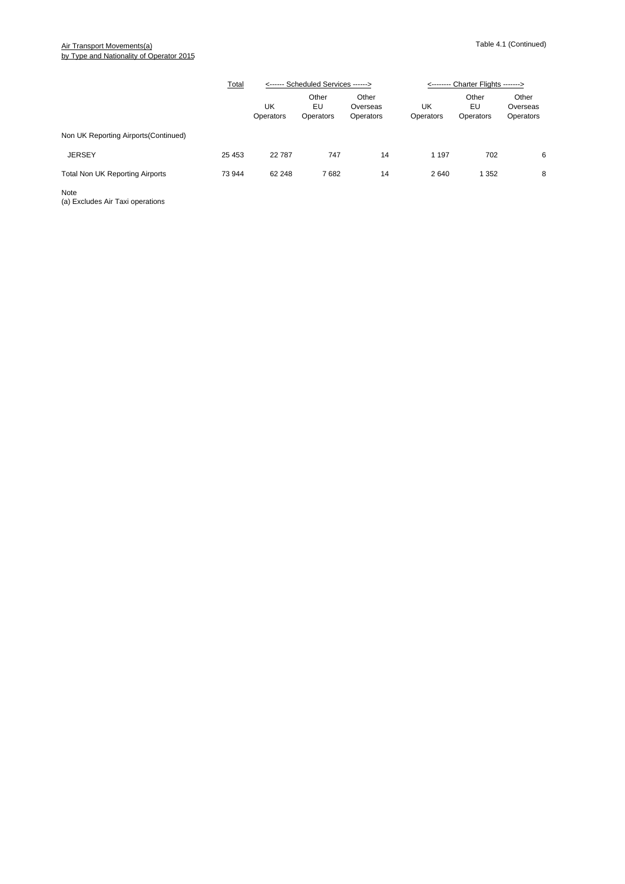Air Transport Movements(a)
by Type and Nationality of Operator 2015

Table 4.1 (Continued)

| | Total | Scheduled Services | | | Charter Flights | | |
|---|---|---|---|---|---|---|---|
| | | UK Operators | Other EU Operators | Other Overseas Operators | UK Operators | Other EU Operators | Other Overseas Operators |
| Non UK Reporting Airports(Continued) | | | | | | | |
| JERSEY | 25 453 | 22 787 | 747 | 14 | 1 197 | 702 | 6 |
| Total Non UK Reporting Airports | 73 944 | 62 248 | 7 682 | 14 | 2 640 | 1 352 | 8 |

Note
(a) Excludes Air Taxi operations